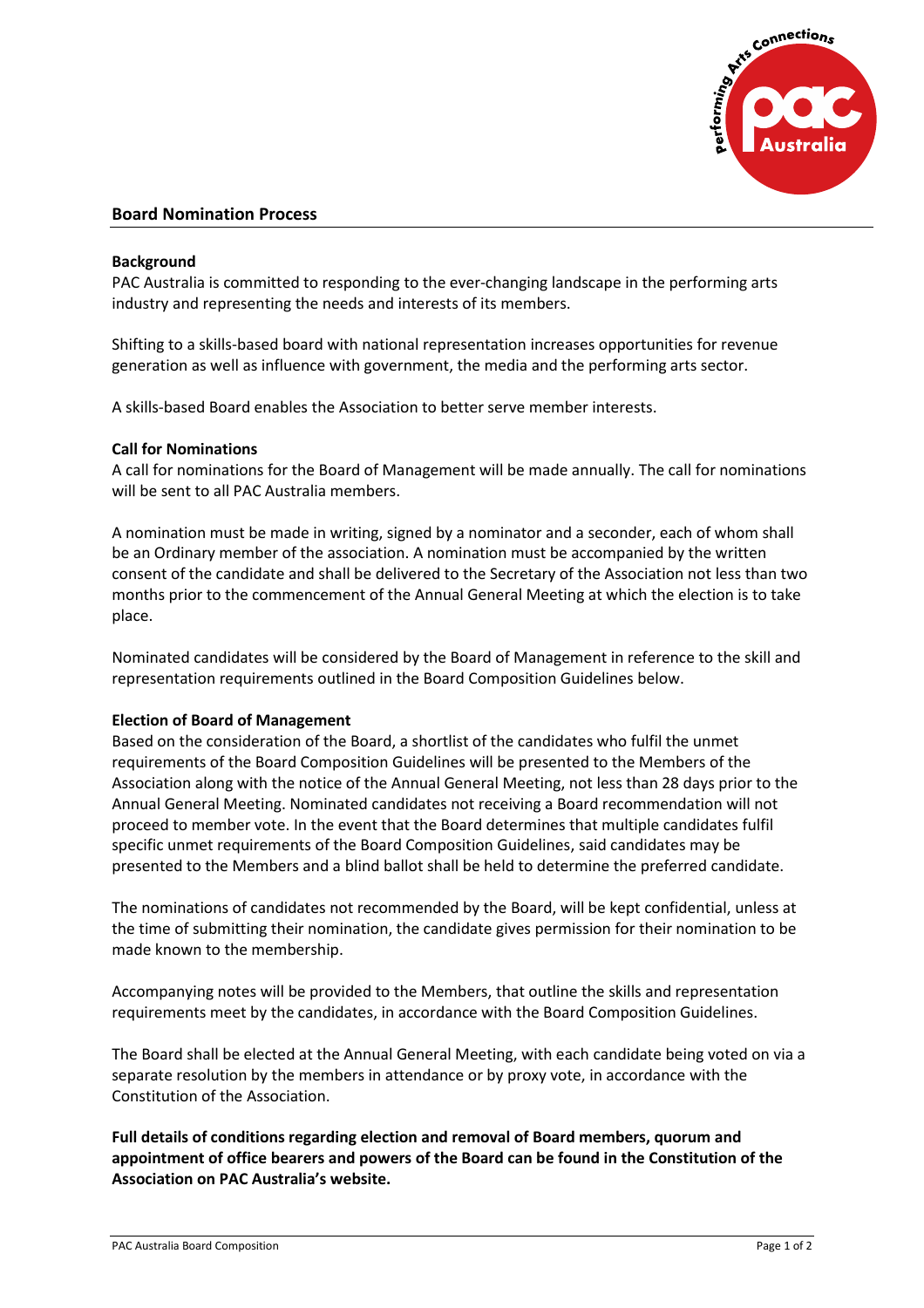## Board Nomination Process

**Background**

PAC Australia is committed to responding to the ever-changing landscape in the performing arts industry and representing the needs and interests of its members.

Shifting to a skills-based board with national representation increases opportunities for revenue generation as well as influence with government, the media and the performing arts sector.

A skills-based Board enables the Association to better serve member interests.

**Call for Nominations**

A call for nominations for the Board of Management will be made annually. The call for nominations will be sent to all PAC Australia members.

A nomination must be made in writing, signed by a nominator and a seconder, each of whom shall be an Ordinary member of the association. A nomination must be accompanied by the written consent of the candidate and shall be delivered to the Secretary of the Association not less than two months prior to the commencement of the Annual General Meeting at which the election is to take place.

Nominated candidates will be considered by the Board of Management in reference to the skill and representation requirements outlined in the Board Composition Guidelines below.

**Election of Board of Management**

Based on the consideration of the Board, a shortlist of the candidates who fulfil the unmet requirements of the Board Composition Guidelines will be presented to the Members of the Association along with the notice of the Annual General Meeting, not less than 28 days prior to the Annual General Meeting. Nominated candidates not receiving a Board recommendation will not proceed to member vote. In the event that the Board determines that multiple candidates fulfil specific unmet requirements of the Board Composition Guidelines, said candidates may be presented to the Members and a blind ballot shall be held to determine the preferred candidate.

The nominations of candidates not recommended by the Board, will be kept confidential, unless at the time of submitting their nomination, the candidate gives permission for their nomination to be made known to the membership.

Accompanying notes will be provided to the Members, that outline the skills and representation requirements meet by the candidates, in accordance with the Board Composition Guidelines.

The Board shall be elected at the Annual General Meeting, with each candidate being voted on via a separate resolution by the members in attendance or by proxy vote, in accordance with the Constitution of the Association.

**Full details of conditions regarding election and removal of Board members, quorum and appointment of office bearers and powers of the Board can be found in the Constitution of the Association on PAC Australia's website.**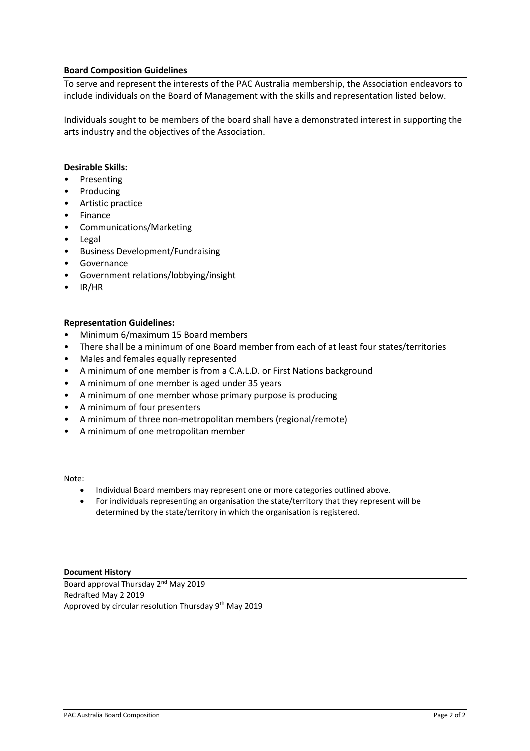## Board Composition Guidelines

To serve and represent the interests of the PAC Australia membership, the Association endeavors to include individuals on the Board of Management with the skills and representation listed below.

Individuals sought to be members of the board shall have a demonstrated interest in supporting the arts industry and the objectives of the Association.

**Desirable Skills:**

- Presenting
- Producing
- Artistic practice
- Finance
- Communications/Marketing
- Legal
- Business Development/Fundraising
- Governance
- Government relations/lobbying/insight
- IR/HR

**Representation Guidelines:**

- Minimum 6/maximum 15 Board members
- There shall be a minimum of one Board member from each of at least four states/territories
- Males and females equally represented
- A minimum of one member is from a C.A.L.D. or First Nations background
- A minimum of one member is aged under 35 years
- A minimum of one member whose primary purpose is producing
- A minimum of four presenters
- A minimum of three non-metropolitan members (regional/remote)
- A minimum of one metropolitan member

Note:

- Individual Board members may represent one or more categories outlined above.
- For individuals representing an organisation the state/territory that they represent will be determined by the state/territory in which the organisation is registered.

**Document History**

Board approval Thursday 2nd May 2019
Redrafted May 2 2019
Approved by circular resolution Thursday 9th May 2019